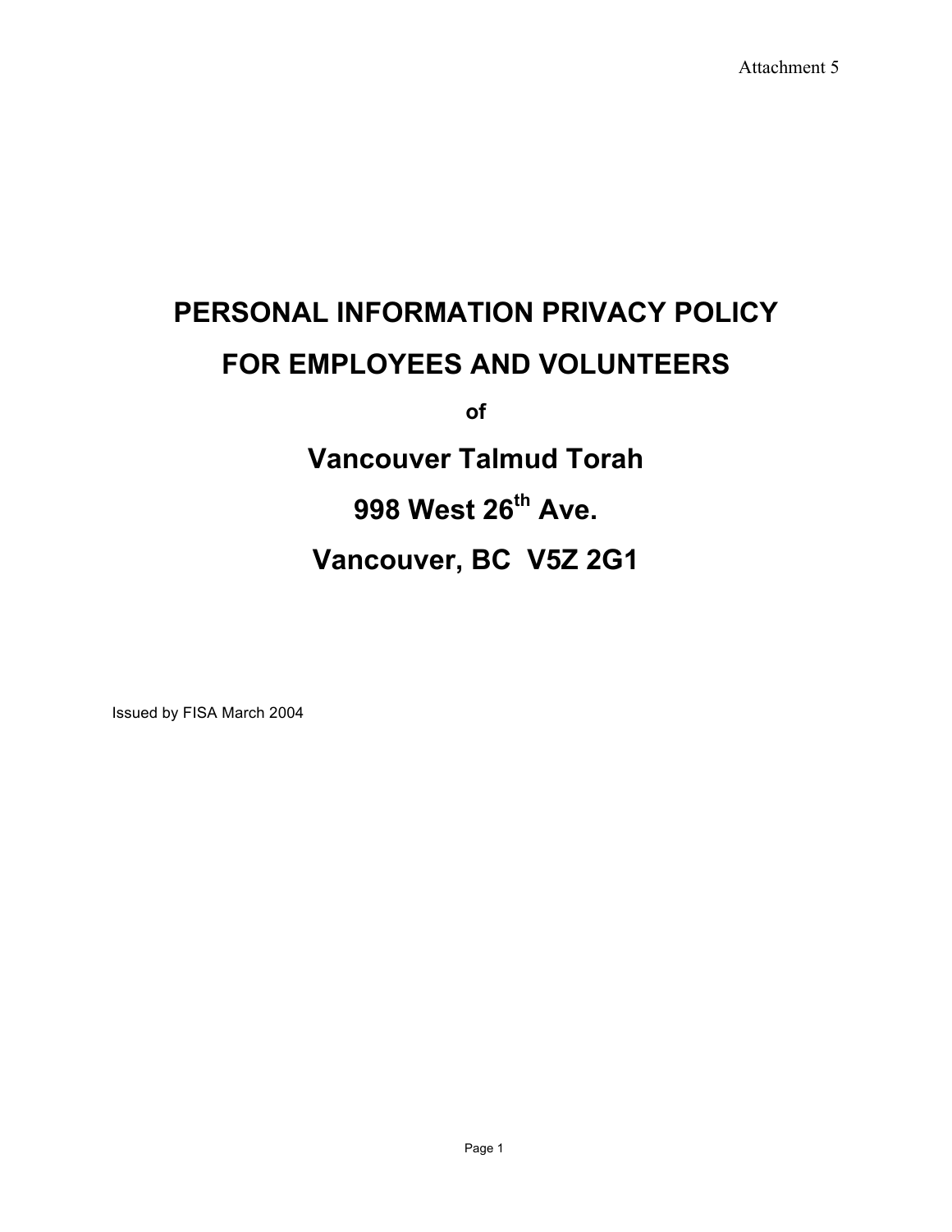Attachment 5

# PERSONAL INFORMATION PRIVACY POLICY

# FOR EMPLOYEES AND VOLUNTEERS

**of**

# Vancouver Talmud Torah

# 998 West 26th Ave.

# Vancouver, BC V5Z 2G1

Issued by FISA March 2004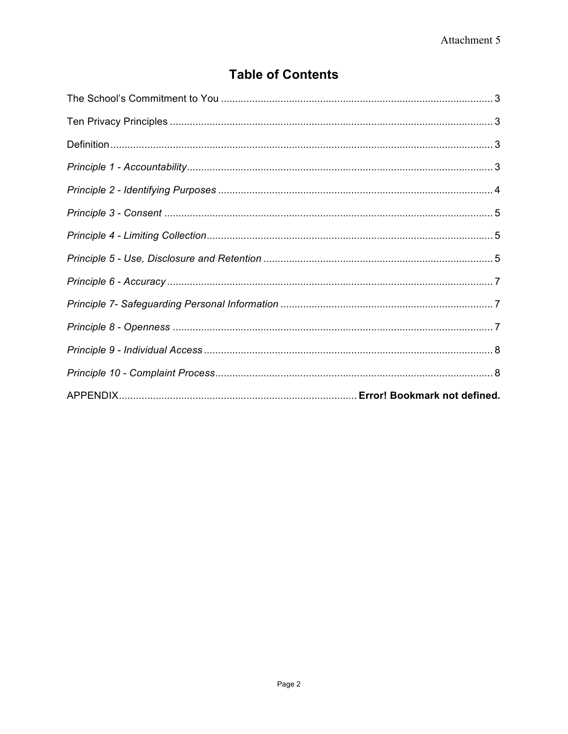# Table of Contents

The School's Commitment to You ........................................................................................ 3

Ten Privacy Principles ......................................................................................................... 3

Definition ............................................................................................................................. 3

*Principle 1 - Accountability* ................................................................................................ 3

*Principle 2 - Identifying Purposes* ....................................................................................... 4

*Principle 3 - Consent* .......................................................................................................... 5

*Principle 4 - Limiting Collection* .......................................................................................... 5

*Principle 5 - Use, Disclosure and Retention* ........................................................................ 5

*Principle 6 - Accuracy* ......................................................................................................... 7

*Principle 7- Safeguarding Personal Information* .................................................................. 7

*Principle 8 - Openness* ........................................................................................................ 7

*Principle 9 - Individual Access* ............................................................................................ 8

*Principle 10 - Complaint Process* ........................................................................................ 8

APPENDIX .................................................................................. **Error! Bookmark not defined.**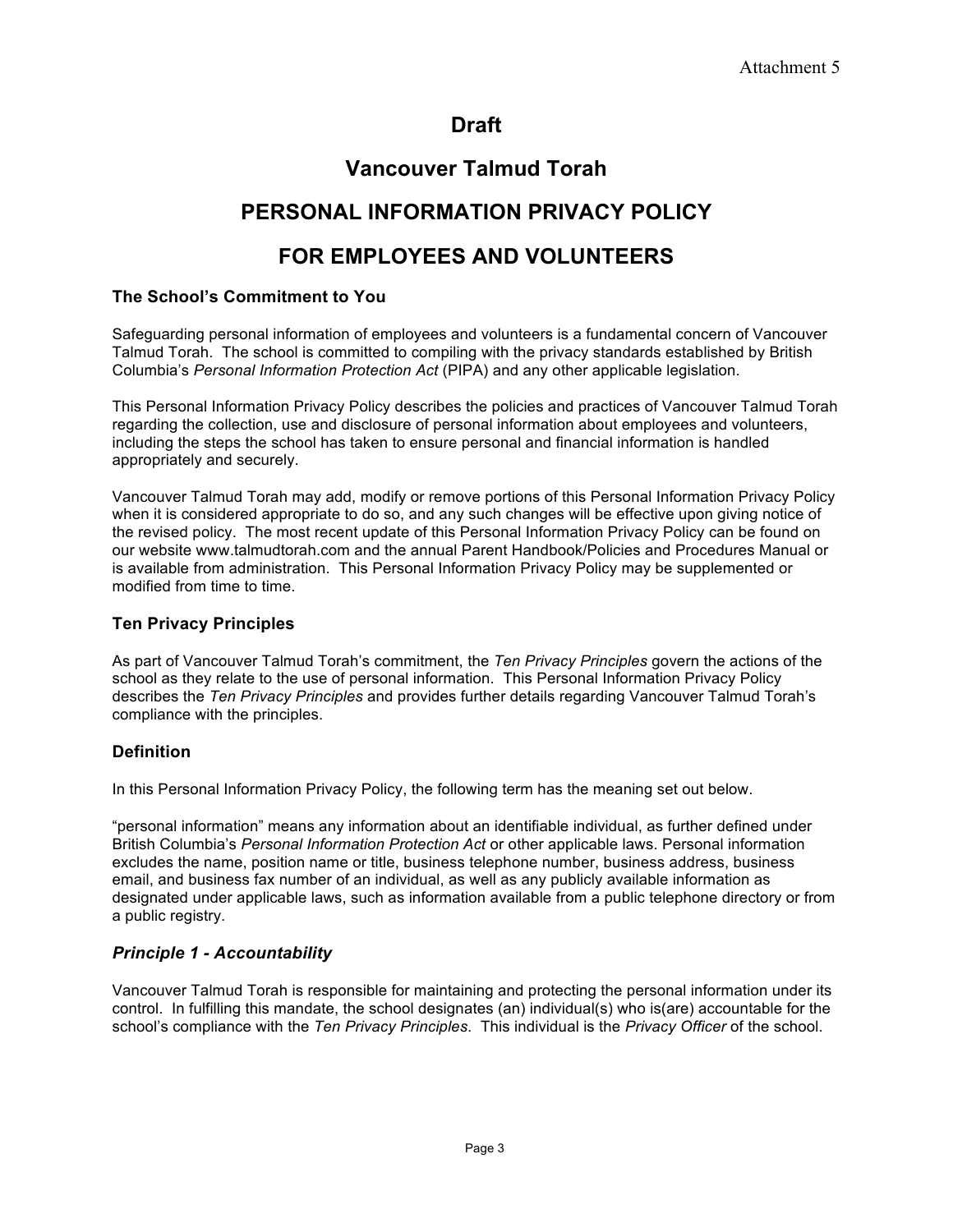Attachment 5

# Draft

# Vancouver Talmud Torah

# PERSONAL INFORMATION PRIVACY POLICY

# FOR EMPLOYEES AND VOLUNTEERS

### The School's Commitment to You

Safeguarding personal information of employees and volunteers is a fundamental concern of Vancouver Talmud Torah. The school is committed to compiling with the privacy standards established by British Columbia's *Personal Information Protection Act* (PIPA) and any other applicable legislation.

This Personal Information Privacy Policy describes the policies and practices of Vancouver Talmud Torah regarding the collection, use and disclosure of personal information about employees and volunteers, including the steps the school has taken to ensure personal and financial information is handled appropriately and securely.

Vancouver Talmud Torah may add, modify or remove portions of this Personal Information Privacy Policy when it is considered appropriate to do so, and any such changes will be effective upon giving notice of the revised policy. The most recent update of this Personal Information Privacy Policy can be found on our website www.talmudtorah.com and the annual Parent Handbook/Policies and Procedures Manual or is available from administration. This Personal Information Privacy Policy may be supplemented or modified from time to time.

### Ten Privacy Principles

As part of Vancouver Talmud Torah's commitment, the *Ten Privacy Principles* govern the actions of the school as they relate to the use of personal information. This Personal Information Privacy Policy describes the *Ten Privacy Principles* and provides further details regarding Vancouver Talmud Torah's compliance with the principles.

### Definition

In this Personal Information Privacy Policy, the following term has the meaning set out below.

"personal information" means any information about an identifiable individual, as further defined under British Columbia's *Personal Information Protection Act* or other applicable laws. Personal information excludes the name, position name or title, business telephone number, business address, business email, and business fax number of an individual, as well as any publicly available information as designated under applicable laws, such as information available from a public telephone directory or from a public registry.

### *Principle 1 - Accountability*

Vancouver Talmud Torah is responsible for maintaining and protecting the personal information under its control. In fulfilling this mandate, the school designates (an) individual(s) who is(are) accountable for the school's compliance with the *Ten Privacy Principles*. This individual is the *Privacy Officer* of the school.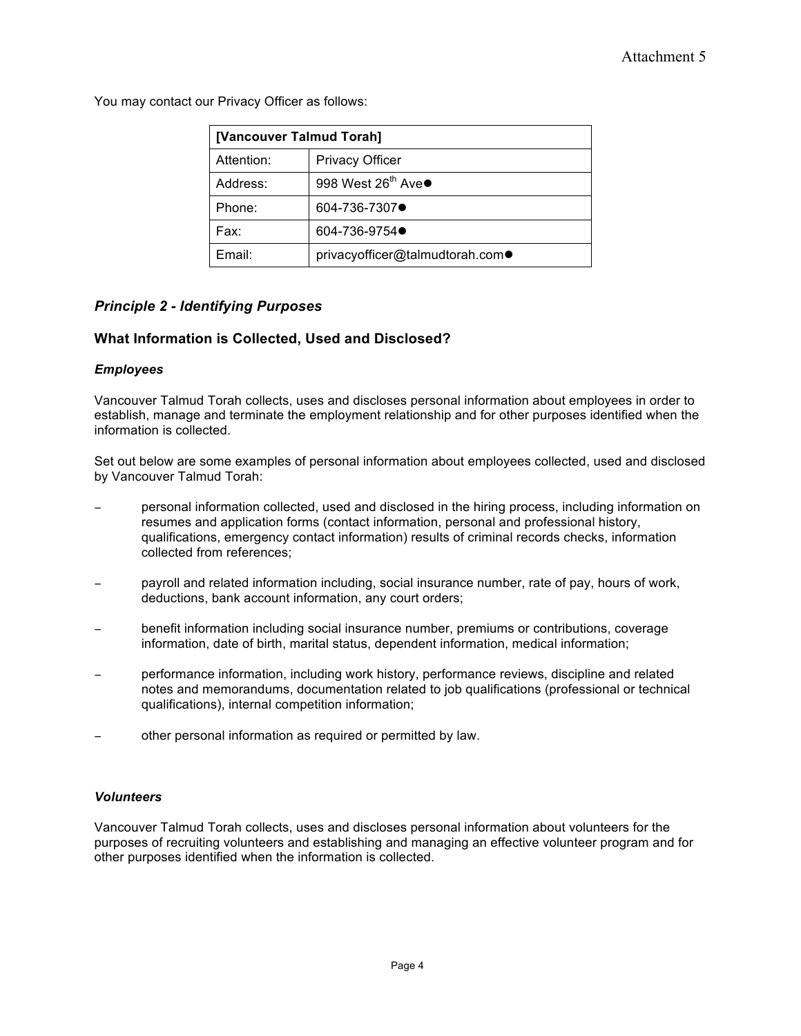You may contact our Privacy Officer as follows:

| [Vancouver Talmud Torah] | |
| --- | --- |
| Attention: | Privacy Officer |
| Address: | 998 West 26th Ave● |
| Phone: | 604-736-7307● |
| Fax: | 604-736-9754● |
| Email: | privacyofficer@talmudtorah.com● |

### *Principle 2 - Identifying Purposes*

### What Information is Collected, Used and Disclosed?

#### *Employees*

Vancouver Talmud Torah collects, uses and discloses personal information about employees in order to establish, manage and terminate the employment relationship and for other purposes identified when the information is collected.

Set out below are some examples of personal information about employees collected, used and disclosed by Vancouver Talmud Torah:

- personal information collected, used and disclosed in the hiring process, including information on resumes and application forms (contact information, personal and professional history, qualifications, emergency contact information) results of criminal records checks, information collected from references;
- payroll and related information including, social insurance number, rate of pay, hours of work, deductions, bank account information, any court orders;
- benefit information including social insurance number, premiums or contributions, coverage information, date of birth, marital status, dependent information, medical information;
- performance information, including work history, performance reviews, discipline and related notes and memorandums, documentation related to job qualifications (professional or technical qualifications), internal competition information;
- other personal information as required or permitted by law.

#### *Volunteers*

Vancouver Talmud Torah collects, uses and discloses personal information about volunteers for the purposes of recruiting volunteers and establishing and managing an effective volunteer program and for other purposes identified when the information is collected.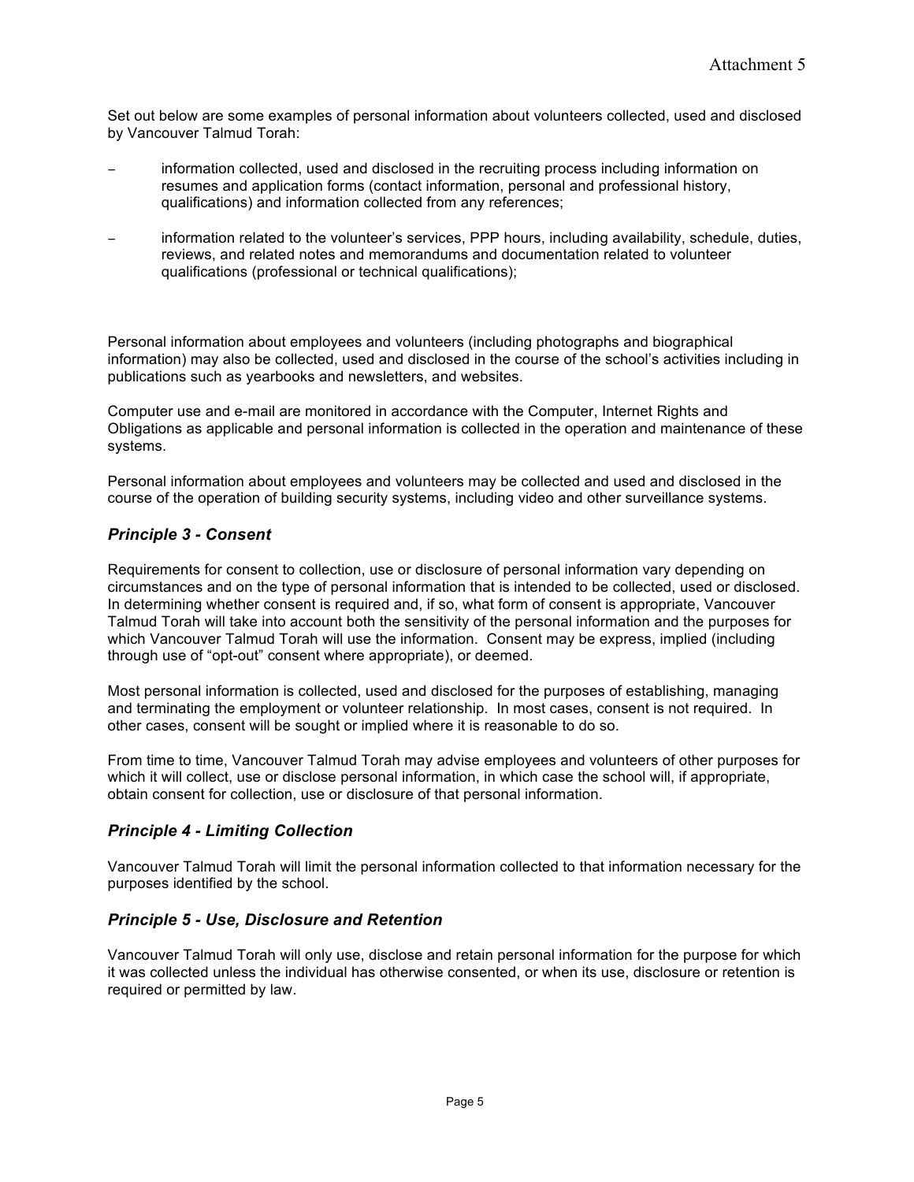Attachment 5

Set out below are some examples of personal information about volunteers collected, used and disclosed by Vancouver Talmud Torah:

- information collected, used and disclosed in the recruiting process including information on resumes and application forms (contact information, personal and professional history, qualifications) and information collected from any references;

- information related to the volunteer's services, PPP hours, including availability, schedule, duties, reviews, and related notes and memorandums and documentation related to volunteer qualifications (professional or technical qualifications);

Personal information about employees and volunteers (including photographs and biographical information) may also be collected, used and disclosed in the course of the school's activities including in publications such as yearbooks and newsletters, and websites.

Computer use and e-mail are monitored in accordance with the Computer, Internet Rights and Obligations as applicable and personal information is collected in the operation and maintenance of these systems.

Personal information about employees and volunteers may be collected and used and disclosed in the course of the operation of building security systems, including video and other surveillance systems.

### *Principle 3 - Consent*

Requirements for consent to collection, use or disclosure of personal information vary depending on circumstances and on the type of personal information that is intended to be collected, used or disclosed. In determining whether consent is required and, if so, what form of consent is appropriate, Vancouver Talmud Torah will take into account both the sensitivity of the personal information and the purposes for which Vancouver Talmud Torah will use the information. Consent may be express, implied (including through use of "opt-out" consent where appropriate), or deemed.

Most personal information is collected, used and disclosed for the purposes of establishing, managing and terminating the employment or volunteer relationship. In most cases, consent is not required. In other cases, consent will be sought or implied where it is reasonable to do so.

From time to time, Vancouver Talmud Torah may advise employees and volunteers of other purposes for which it will collect, use or disclose personal information, in which case the school will, if appropriate, obtain consent for collection, use or disclosure of that personal information.

### *Principle 4 - Limiting Collection*

Vancouver Talmud Torah will limit the personal information collected to that information necessary for the purposes identified by the school.

### *Principle 5 - Use, Disclosure and Retention*

Vancouver Talmud Torah will only use, disclose and retain personal information for the purpose for which it was collected unless the individual has otherwise consented, or when its use, disclosure or retention is required or permitted by law.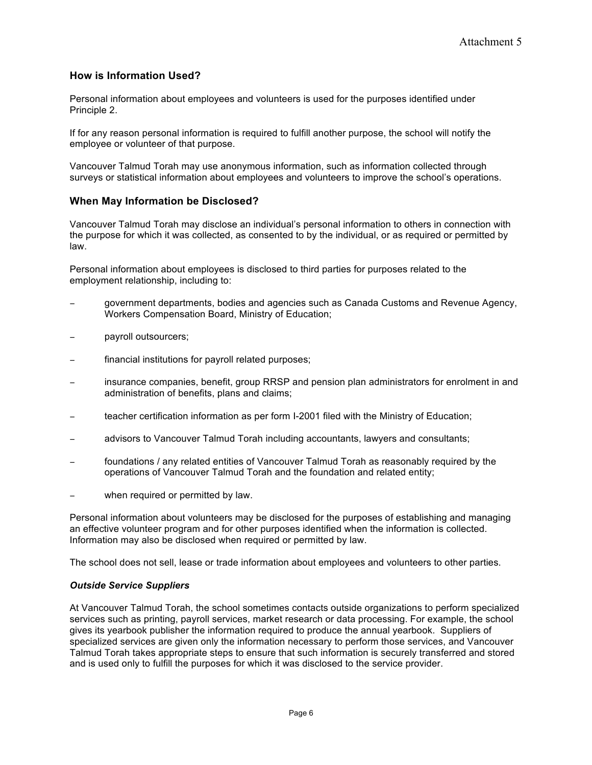## How is Information Used?

Personal information about employees and volunteers is used for the purposes identified under Principle 2.

If for any reason personal information is required to fulfill another purpose, the school will notify the employee or volunteer of that purpose.

Vancouver Talmud Torah may use anonymous information, such as information collected through surveys or statistical information about employees and volunteers to improve the school's operations.

## When May Information be Disclosed?

Vancouver Talmud Torah may disclose an individual's personal information to others in connection with the purpose for which it was collected, as consented to by the individual, or as required or permitted by law.

Personal information about employees is disclosed to third parties for purposes related to the employment relationship, including to:

- government departments, bodies and agencies such as Canada Customs and Revenue Agency, Workers Compensation Board, Ministry of Education;
- payroll outsourcers;
- financial institutions for payroll related purposes;
- insurance companies, benefit, group RRSP and pension plan administrators for enrolment in and administration of benefits, plans and claims;
- teacher certification information as per form I-2001 filed with the Ministry of Education;
- advisors to Vancouver Talmud Torah including accountants, lawyers and consultants;
- foundations / any related entities of Vancouver Talmud Torah as reasonably required by the operations of Vancouver Talmud Torah and the foundation and related entity;
- when required or permitted by law.

Personal information about volunteers may be disclosed for the purposes of establishing and managing an effective volunteer program and for other purposes identified when the information is collected. Information may also be disclosed when required or permitted by law.

The school does not sell, lease or trade information about employees and volunteers to other parties.

### *Outside Service Suppliers*

At Vancouver Talmud Torah, the school sometimes contacts outside organizations to perform specialized services such as printing, payroll services, market research or data processing. For example, the school gives its yearbook publisher the information required to produce the annual yearbook. Suppliers of specialized services are given only the information necessary to perform those services, and Vancouver Talmud Torah takes appropriate steps to ensure that such information is securely transferred and stored and is used only to fulfill the purposes for which it was disclosed to the service provider.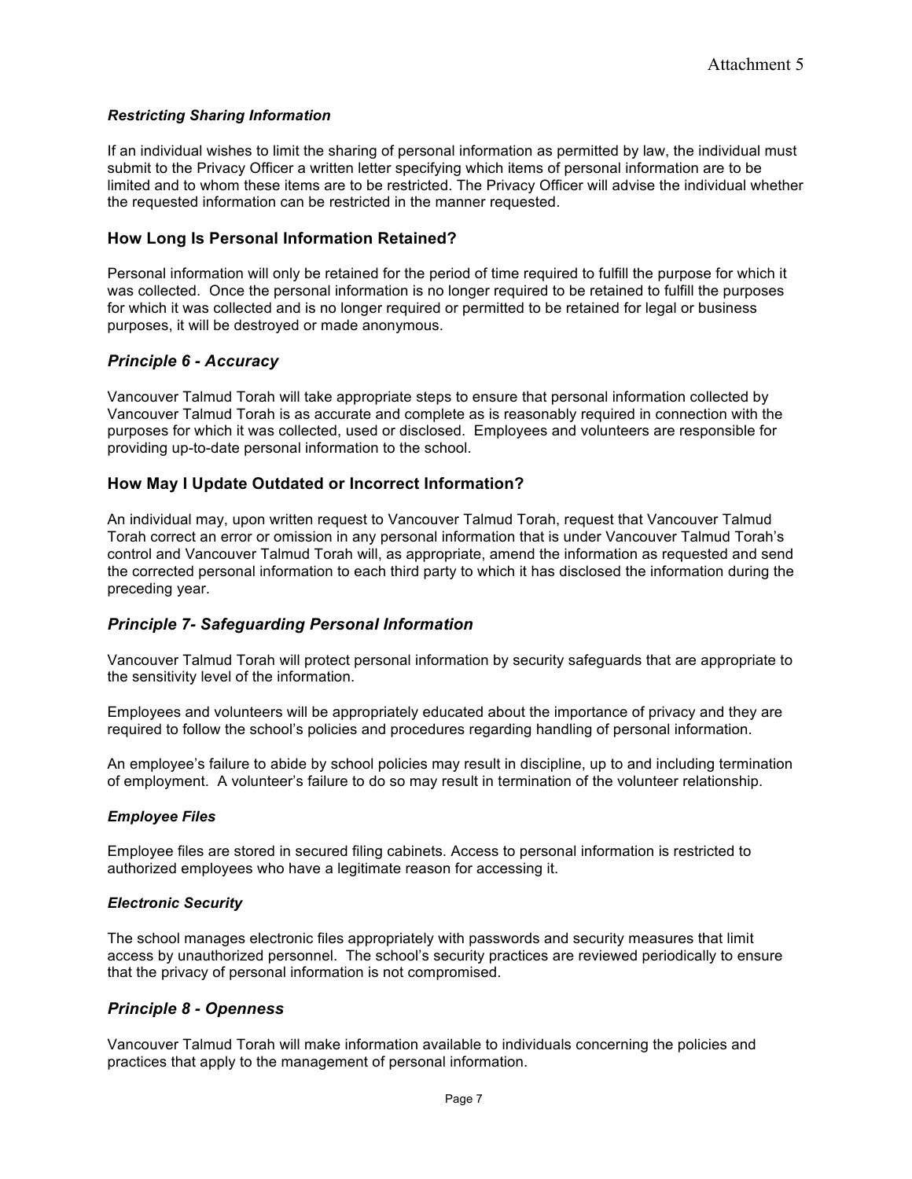#### *Restricting Sharing Information*

If an individual wishes to limit the sharing of personal information as permitted by law, the individual must submit to the Privacy Officer a written letter specifying which items of personal information are to be limited and to whom these items are to be restricted. The Privacy Officer will advise the individual whether the requested information can be restricted in the manner requested.

### How Long Is Personal Information Retained?

Personal information will only be retained for the period of time required to fulfill the purpose for which it was collected. Once the personal information is no longer required to be retained to fulfill the purposes for which it was collected and is no longer required or permitted to be retained for legal or business purposes, it will be destroyed or made anonymous.

### *Principle 6 - Accuracy*

Vancouver Talmud Torah will take appropriate steps to ensure that personal information collected by Vancouver Talmud Torah is as accurate and complete as is reasonably required in connection with the purposes for which it was collected, used or disclosed. Employees and volunteers are responsible for providing up-to-date personal information to the school.

### How May I Update Outdated or Incorrect Information?

An individual may, upon written request to Vancouver Talmud Torah, request that Vancouver Talmud Torah correct an error or omission in any personal information that is under Vancouver Talmud Torah's control and Vancouver Talmud Torah will, as appropriate, amend the information as requested and send the corrected personal information to each third party to which it has disclosed the information during the preceding year.

### *Principle 7- Safeguarding Personal Information*

Vancouver Talmud Torah will protect personal information by security safeguards that are appropriate to the sensitivity level of the information.

Employees and volunteers will be appropriately educated about the importance of privacy and they are required to follow the school's policies and procedures regarding handling of personal information.

An employee's failure to abide by school policies may result in discipline, up to and including termination of employment. A volunteer's failure to do so may result in termination of the volunteer relationship.

#### *Employee Files*

Employee files are stored in secured filing cabinets. Access to personal information is restricted to authorized employees who have a legitimate reason for accessing it.

#### *Electronic Security*

The school manages electronic files appropriately with passwords and security measures that limit access by unauthorized personnel. The school's security practices are reviewed periodically to ensure that the privacy of personal information is not compromised.

### *Principle 8 - Openness*

Vancouver Talmud Torah will make information available to individuals concerning the policies and practices that apply to the management of personal information.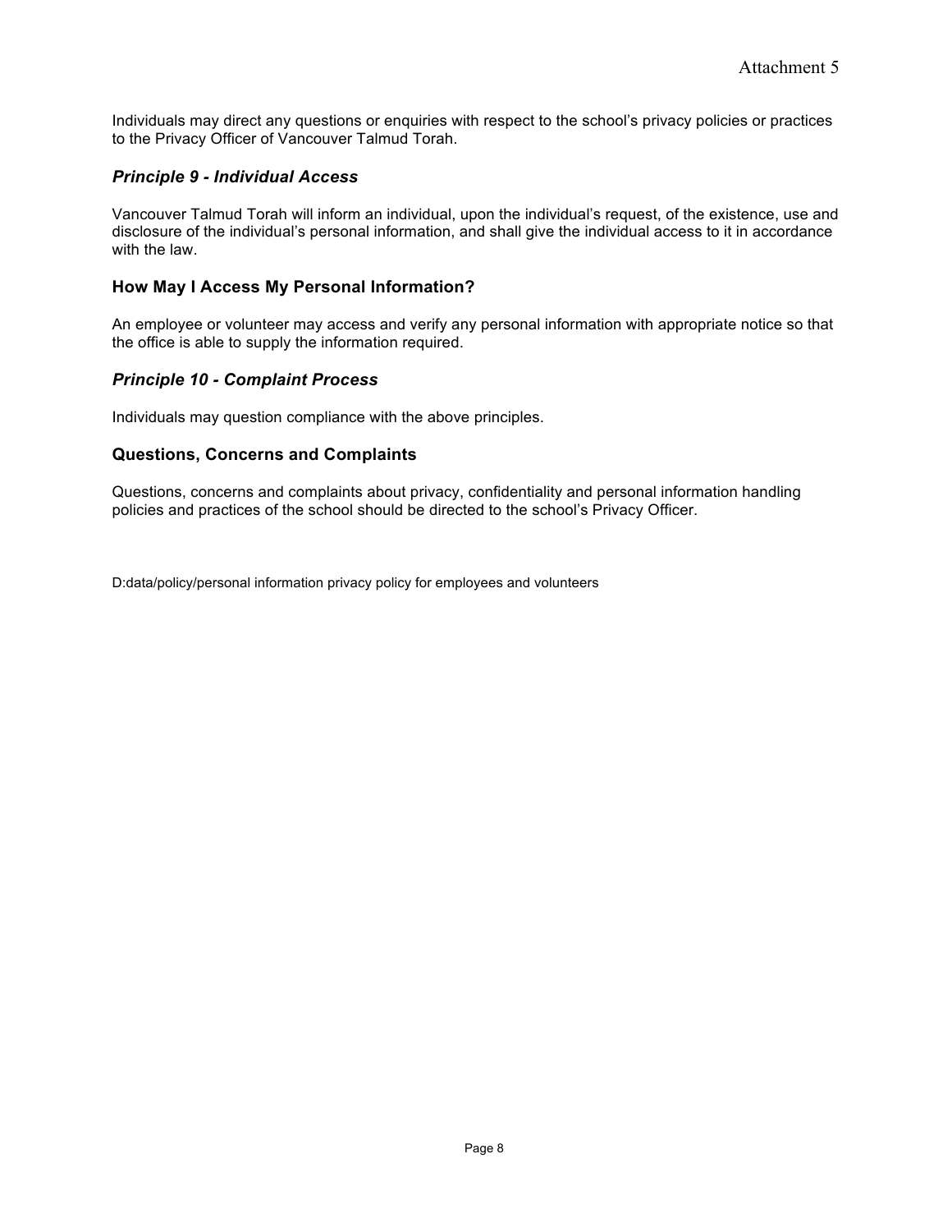Individuals may direct any questions or enquiries with respect to the school's privacy policies or practices to the Privacy Officer of Vancouver Talmud Torah.

### *Principle 9 - Individual Access*

Vancouver Talmud Torah will inform an individual, upon the individual's request, of the existence, use and disclosure of the individual's personal information, and shall give the individual access to it in accordance with the law.

### How May I Access My Personal Information?

An employee or volunteer may access and verify any personal information with appropriate notice so that the office is able to supply the information required.

### *Principle 10 - Complaint Process*

Individuals may question compliance with the above principles.

### Questions, Concerns and Complaints

Questions, concerns and complaints about privacy, confidentiality and personal information handling policies and practices of the school should be directed to the school's Privacy Officer.

D:data/policy/personal information privacy policy for employees and volunteers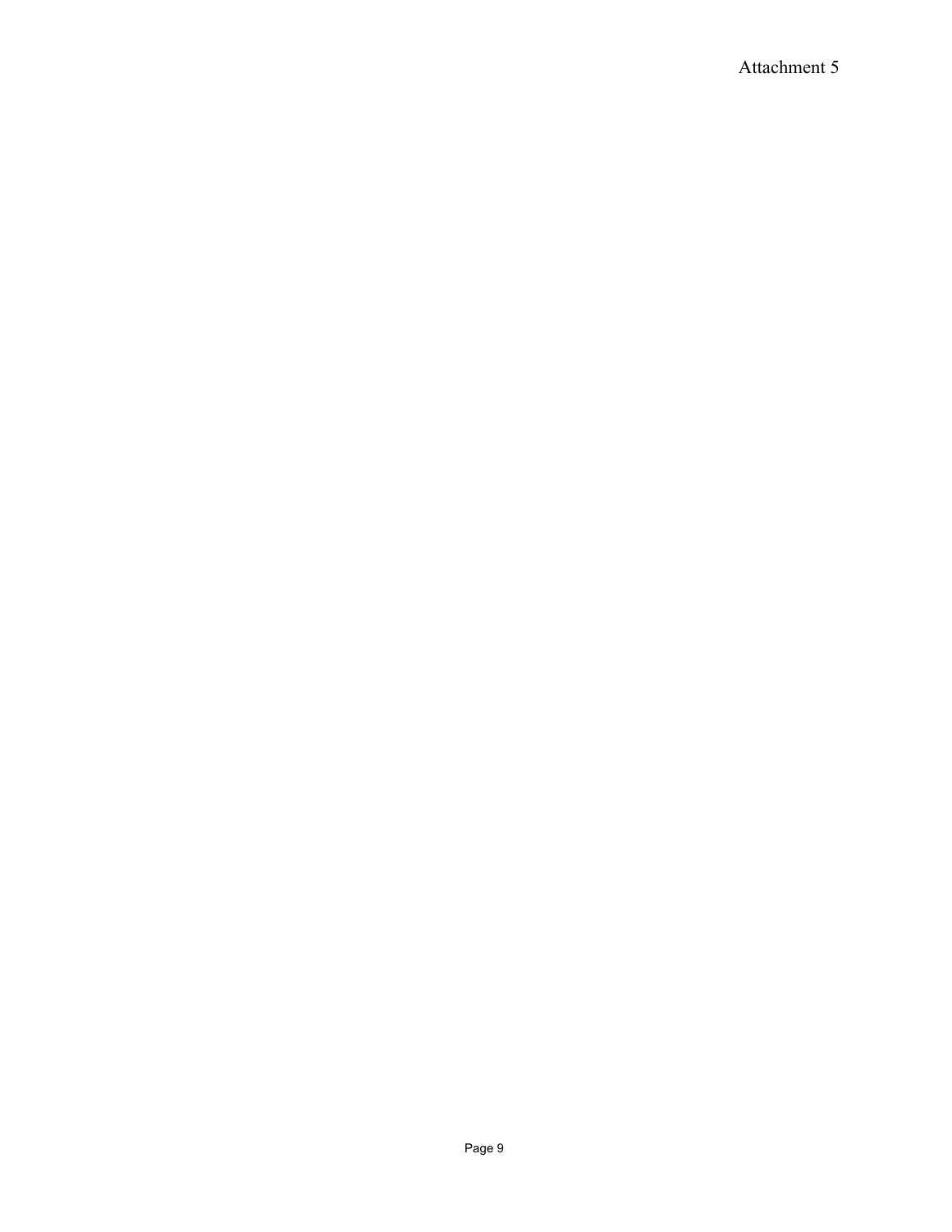Attachment 5